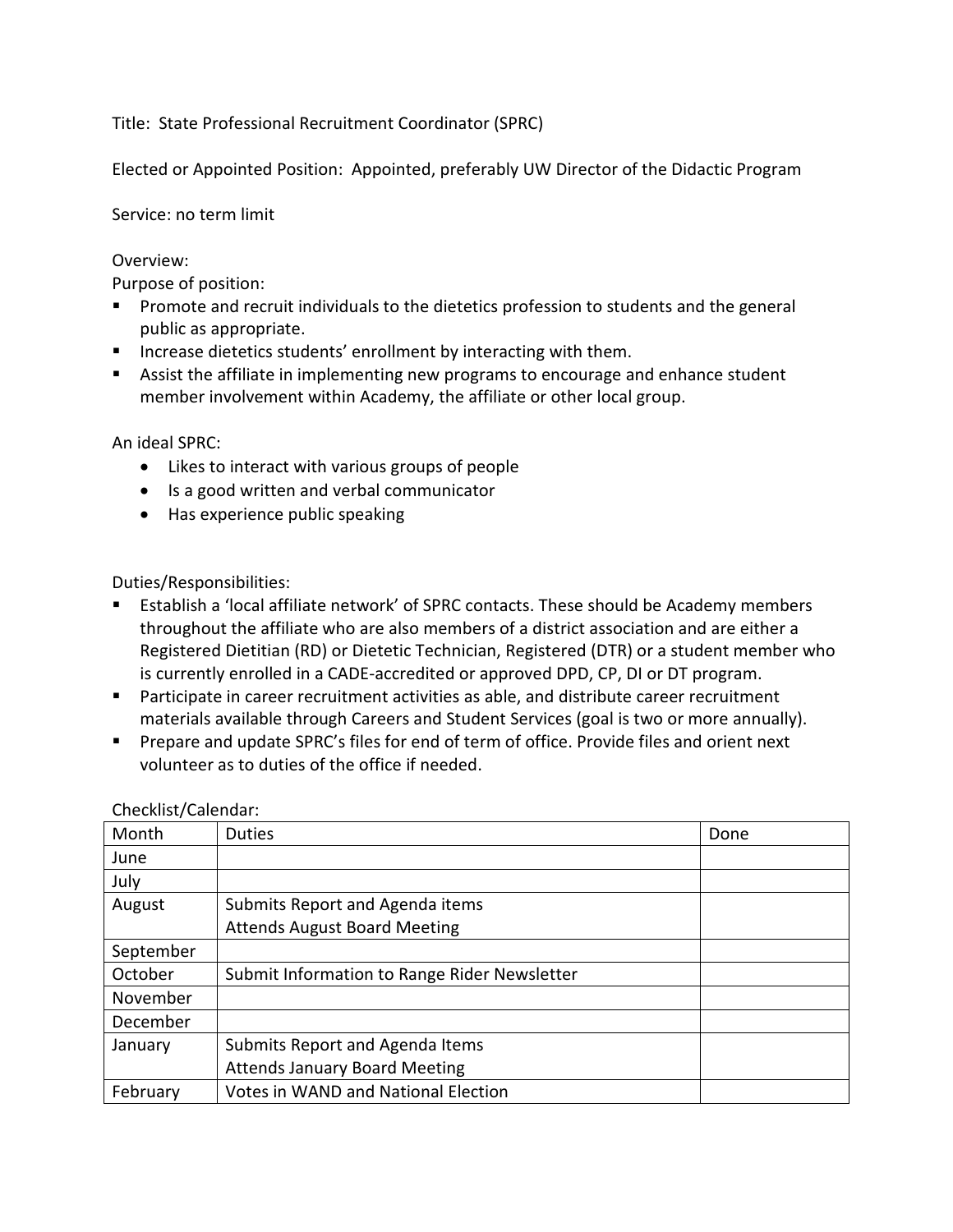Title: State Professional Recruitment Coordinator (SPRC)

Elected or Appointed Position: Appointed, preferably UW Director of the Didactic Program

Service: no term limit

Overview:

Purpose of position:

- Promote and recruit individuals to the dietetics profession to students and the general public as appropriate.
- Increase dietetics students' enrollment by interacting with them.
- Assist the affiliate in implementing new programs to encourage and enhance student member involvement within Academy, the affiliate or other local group.

An ideal SPRC:

- Likes to interact with various groups of people
- Is a good written and verbal communicator
- Has experience public speaking

Duties/Responsibilities:

- Establish a 'local affiliate network' of SPRC contacts. These should be Academy members throughout the affiliate who are also members of a district association and are either a Registered Dietitian (RD) or Dietetic Technician, Registered (DTR) or a student member who is currently enrolled in a CADE-accredited or approved DPD, CP, DI or DT program.
- Participate in career recruitment activities as able, and distribute career recruitment materials available through Careers and Student Services (goal is two or more annually).
- Prepare and update SPRC's files for end of term of office. Provide files and orient next volunteer as to duties of the office if needed.

Checklist/Calendar:

| Month | Duties | Done |
|---|---|---|
| June | | |
| July | | |
| August | Submits Report and Agenda items<br>Attends August Board Meeting | |
| September | | |
| October | Submit Information to Range Rider Newsletter | |
| November | | |
| December | | |
| January | Submits Report and Agenda Items<br>Attends January Board Meeting | |
| February | Votes in WAND and National Election | |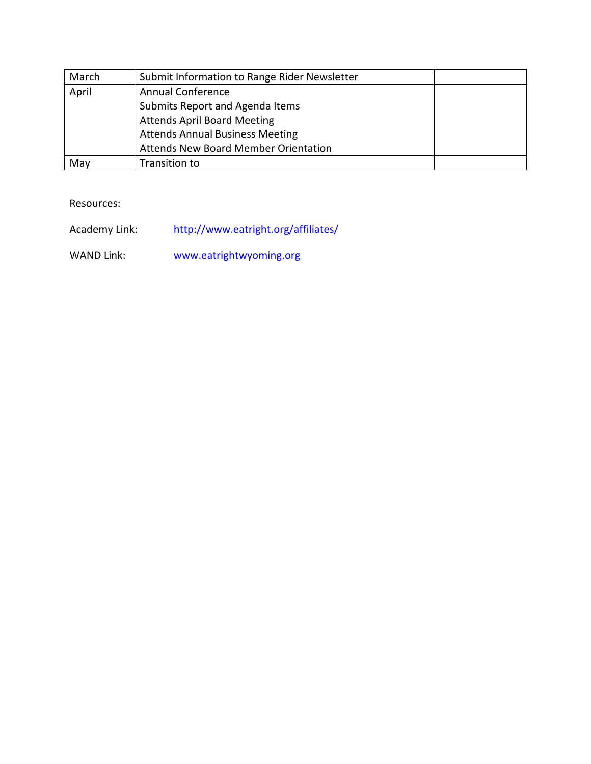| | | |
|---|---|---|
| March | Submit Information to Range Rider Newsletter | |
| April | Annual Conference<br>Submits Report and Agenda Items<br>Attends April Board Meeting<br>Attends Annual Business Meeting<br>Attends New Board Member Orientation | |
| May | Transition to | |

Resources:

Academy Link: http://www.eatright.org/affiliates/

WAND Link: www.eatrightwyoming.org